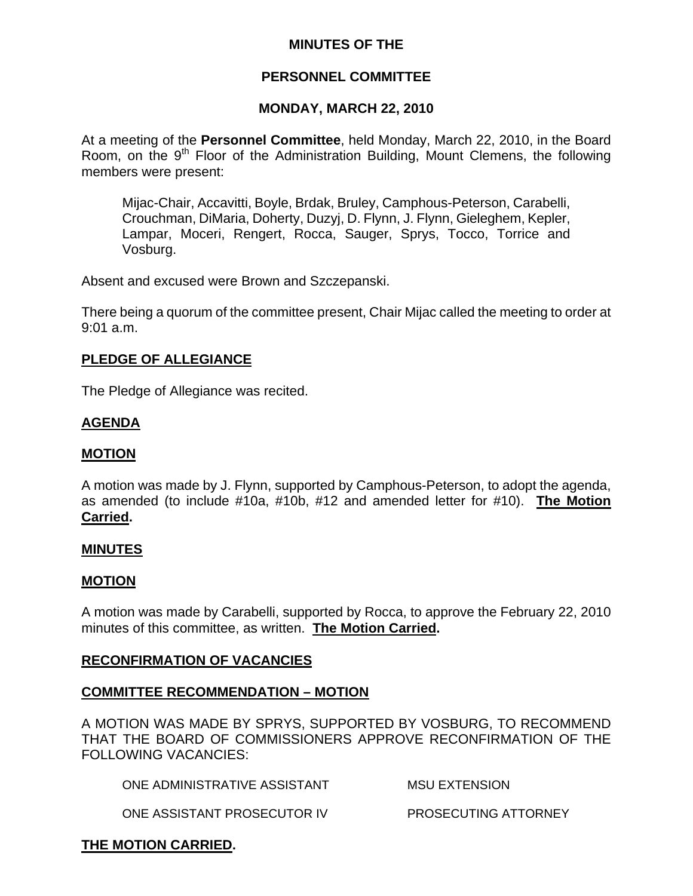# MINUTES OF THE

# PERSONNEL COMMITTEE

# MONDAY, MARCH 22, 2010

At a meeting of the **Personnel Committee**, held Monday, March 22, 2010, in the Board Room, on the 9th Floor of the Administration Building, Mount Clemens, the following members were present:

> Mijac-Chair, Accavitti, Boyle, Brdak, Bruley, Camphous-Peterson, Carabelli, Crouchman, DiMaria, Doherty, Duzyj, D. Flynn, J. Flynn, Gieleghem, Kepler, Lampar, Moceri, Rengert, Rocca, Sauger, Sprys, Tocco, Torrice and Vosburg.

Absent and excused were Brown and Szczepanski.

There being a quorum of the committee present, Chair Mijac called the meeting to order at 9:01 a.m.

## PLEDGE OF ALLEGIANCE

The Pledge of Allegiance was recited.

## AGENDA

## MOTION

A motion was made by J. Flynn, supported by Camphous-Peterson, to adopt the agenda, as amended (to include #10a, #10b, #12 and amended letter for #10). **The Motion Carried.**

## MINUTES

## MOTION

A motion was made by Carabelli, supported by Rocca, to approve the February 22, 2010 minutes of this committee, as written. **The Motion Carried.**

## RECONFIRMATION OF VACANCIES

## COMMITTEE RECOMMENDATION – MOTION

A MOTION WAS MADE BY SPRYS, SUPPORTED BY VOSBURG, TO RECOMMEND THAT THE BOARD OF COMMISSIONERS APPROVE RECONFIRMATION OF THE FOLLOWING VACANCIES:

| | |
|---|---|
| ONE ADMINISTRATIVE ASSISTANT | MSU EXTENSION |
| ONE ASSISTANT PROSECUTOR IV | PROSECUTING ATTORNEY |

**THE MOTION CARRIED.**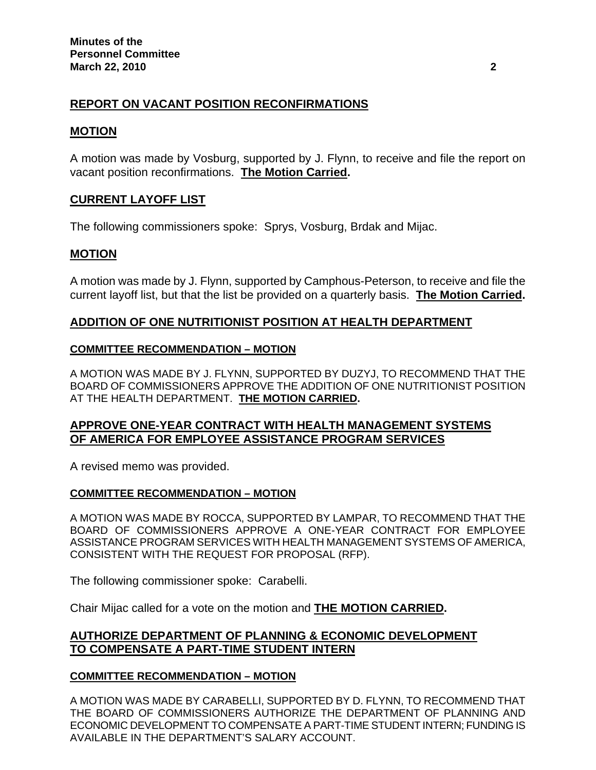## REPORT ON VACANT POSITION RECONFIRMATIONS

### MOTION

A motion was made by Vosburg, supported by J. Flynn, to receive and file the report on vacant position reconfirmations. **The Motion Carried.**

## CURRENT LAYOFF LIST

The following commissioners spoke: Sprys, Vosburg, Brdak and Mijac.

### MOTION

A motion was made by J. Flynn, supported by Camphous-Peterson, to receive and file the current layoff list, but that the list be provided on a quarterly basis. **The Motion Carried.**

## ADDITION OF ONE NUTRITIONIST POSITION AT HEALTH DEPARTMENT

### COMMITTEE RECOMMENDATION – MOTION

A MOTION WAS MADE BY J. FLYNN, SUPPORTED BY DUZYJ, TO RECOMMEND THAT THE BOARD OF COMMISSIONERS APPROVE THE ADDITION OF ONE NUTRITIONIST POSITION AT THE HEALTH DEPARTMENT. **THE MOTION CARRIED.**

## APPROVE ONE-YEAR CONTRACT WITH HEALTH MANAGEMENT SYSTEMS OF AMERICA FOR EMPLOYEE ASSISTANCE PROGRAM SERVICES

A revised memo was provided.

### COMMITTEE RECOMMENDATION – MOTION

A MOTION WAS MADE BY ROCCA, SUPPORTED BY LAMPAR, TO RECOMMEND THAT THE BOARD OF COMMISSIONERS APPROVE A ONE-YEAR CONTRACT FOR EMPLOYEE ASSISTANCE PROGRAM SERVICES WITH HEALTH MANAGEMENT SYSTEMS OF AMERICA, CONSISTENT WITH THE REQUEST FOR PROPOSAL (RFP).

The following commissioner spoke: Carabelli.

Chair Mijac called for a vote on the motion and **THE MOTION CARRIED.**

## AUTHORIZE DEPARTMENT OF PLANNING & ECONOMIC DEVELOPMENT TO COMPENSATE A PART-TIME STUDENT INTERN

### COMMITTEE RECOMMENDATION – MOTION

A MOTION WAS MADE BY CARABELLI, SUPPORTED BY D. FLYNN, TO RECOMMEND THAT THE BOARD OF COMMISSIONERS AUTHORIZE THE DEPARTMENT OF PLANNING AND ECONOMIC DEVELOPMENT TO COMPENSATE A PART-TIME STUDENT INTERN; FUNDING IS AVAILABLE IN THE DEPARTMENT'S SALARY ACCOUNT.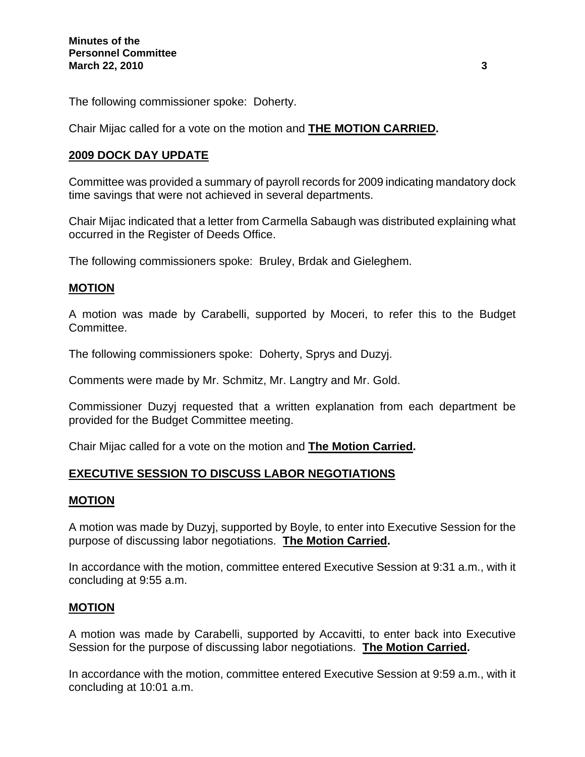The following commissioner spoke: Doherty.

Chair Mijac called for a vote on the motion and **THE MOTION CARRIED.**

## 2009 DOCK DAY UPDATE

Committee was provided a summary of payroll records for 2009 indicating mandatory dock time savings that were not achieved in several departments.

Chair Mijac indicated that a letter from Carmella Sabaugh was distributed explaining what occurred in the Register of Deeds Office.

The following commissioners spoke: Bruley, Brdak and Gieleghem.

## MOTION

A motion was made by Carabelli, supported by Moceri, to refer this to the Budget Committee.

The following commissioners spoke: Doherty, Sprys and Duzyj.

Comments were made by Mr. Schmitz, Mr. Langtry and Mr. Gold.

Commissioner Duzyj requested that a written explanation from each department be provided for the Budget Committee meeting.

Chair Mijac called for a vote on the motion and **The Motion Carried.**

## EXECUTIVE SESSION TO DISCUSS LABOR NEGOTIATIONS

## MOTION

A motion was made by Duzyj, supported by Boyle, to enter into Executive Session for the purpose of discussing labor negotiations. **The Motion Carried.**

In accordance with the motion, committee entered Executive Session at 9:31 a.m., with it concluding at 9:55 a.m.

## MOTION

A motion was made by Carabelli, supported by Accavitti, to enter back into Executive Session for the purpose of discussing labor negotiations. **The Motion Carried.**

In accordance with the motion, committee entered Executive Session at 9:59 a.m., with it concluding at 10:01 a.m.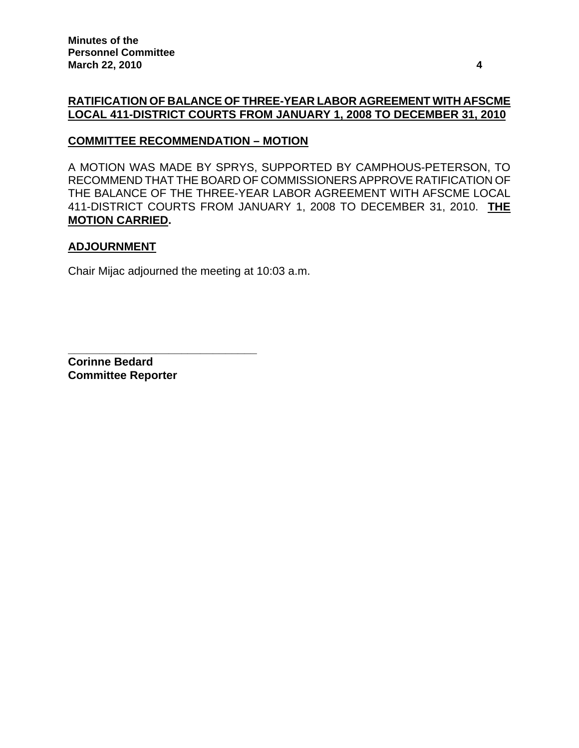**RATIFICATION OF BALANCE OF THREE-YEAR LABOR AGREEMENT WITH AFSCME LOCAL 411-DISTRICT COURTS FROM JANUARY 1, 2008 TO DECEMBER 31, 2010**

**COMMITTEE RECOMMENDATION – MOTION**

A MOTION WAS MADE BY SPRYS, SUPPORTED BY CAMPHOUS-PETERSON, TO RECOMMEND THAT THE BOARD OF COMMISSIONERS APPROVE RATIFICATION OF THE BALANCE OF THE THREE-YEAR LABOR AGREEMENT WITH AFSCME LOCAL 411-DISTRICT COURTS FROM JANUARY 1, 2008 TO DECEMBER 31, 2010. **THE MOTION CARRIED.**

**ADJOURNMENT**

Chair Mijac adjourned the meeting at 10:03 a.m.

_______________________________
**Corinne Bedard**
**Committee Reporter**